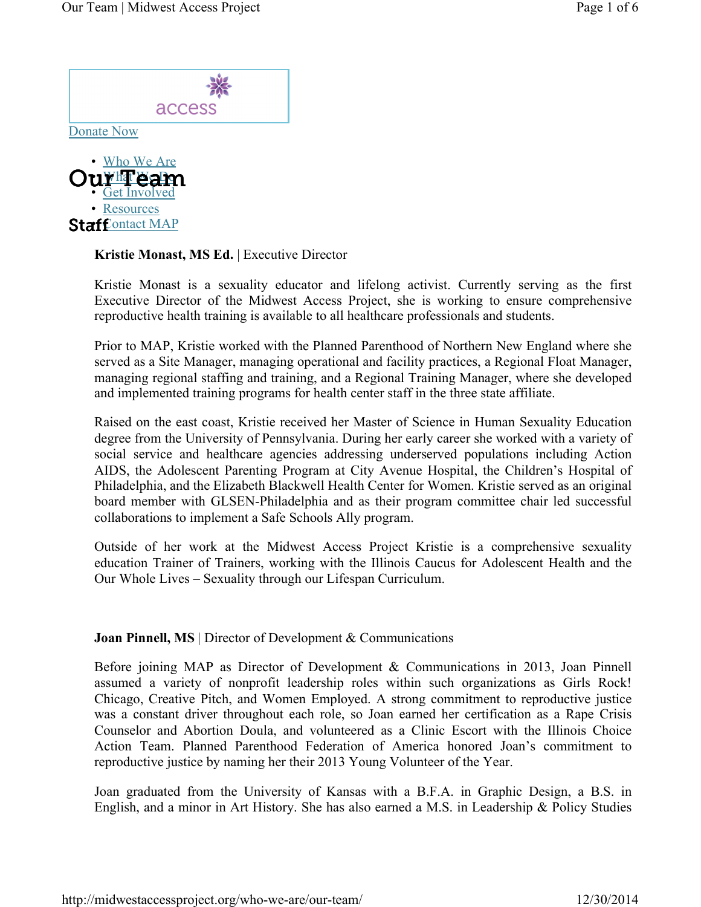access

Donate Now

- Who We Are
- What We Do
- Get Involved
- Resources
- Contact MAP

# Our Team

## Staff

**Kristie Monast, MS Ed.** | Executive Director

Kristie Monast is a sexuality educator and lifelong activist. Currently serving as the first Executive Director of the Midwest Access Project, she is working to ensure comprehensive reproductive health training is available to all healthcare professionals and students.

Prior to MAP, Kristie worked with the Planned Parenthood of Northern New England where she served as a Site Manager, managing operational and facility practices, a Regional Float Manager, managing regional staffing and training, and a Regional Training Manager, where she developed and implemented training programs for health center staff in the three state affiliate.

Raised on the east coast, Kristie received her Master of Science in Human Sexuality Education degree from the University of Pennsylvania. During her early career she worked with a variety of social service and healthcare agencies addressing underserved populations including Action AIDS, the Adolescent Parenting Program at City Avenue Hospital, the Children's Hospital of Philadelphia, and the Elizabeth Blackwell Health Center for Women. Kristie served as an original board member with GLSEN-Philadelphia and as their program committee chair led successful collaborations to implement a Safe Schools Ally program.

Outside of her work at the Midwest Access Project Kristie is a comprehensive sexuality education Trainer of Trainers, working with the Illinois Caucus for Adolescent Health and the Our Whole Lives – Sexuality through our Lifespan Curriculum.

**Joan Pinnell, MS** | Director of Development & Communications

Before joining MAP as Director of Development & Communications in 2013, Joan Pinnell assumed a variety of nonprofit leadership roles within such organizations as Girls Rock! Chicago, Creative Pitch, and Women Employed. A strong commitment to reproductive justice was a constant driver throughout each role, so Joan earned her certification as a Rape Crisis Counselor and Abortion Doula, and volunteered as a Clinic Escort with the Illinois Choice Action Team. Planned Parenthood Federation of America honored Joan's commitment to reproductive justice by naming her their 2013 Young Volunteer of the Year.

Joan graduated from the University of Kansas with a B.F.A. in Graphic Design, a B.S. in English, and a minor in Art History. She has also earned a M.S. in Leadership & Policy Studies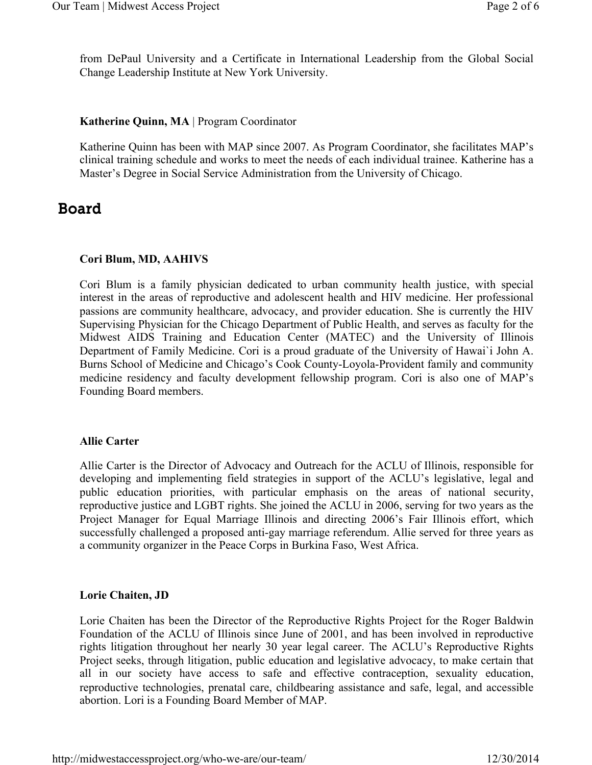from DePaul University and a Certificate in International Leadership from the Global Social Change Leadership Institute at New York University.

**Katherine Quinn, MA** | Program Coordinator

Katherine Quinn has been with MAP since 2007. As Program Coordinator, she facilitates MAP's clinical training schedule and works to meet the needs of each individual trainee. Katherine has a Master's Degree in Social Service Administration from the University of Chicago.

## Board

**Cori Blum, MD, AAHIVS**

Cori Blum is a family physician dedicated to urban community health justice, with special interest in the areas of reproductive and adolescent health and HIV medicine. Her professional passions are community healthcare, advocacy, and provider education. She is currently the HIV Supervising Physician for the Chicago Department of Public Health, and serves as faculty for the Midwest AIDS Training and Education Center (MATEC) and the University of Illinois Department of Family Medicine. Cori is a proud graduate of the University of Hawai`i John A. Burns School of Medicine and Chicago's Cook County-Loyola-Provident family and community medicine residency and faculty development fellowship program. Cori is also one of MAP's Founding Board members.

**Allie Carter**

Allie Carter is the Director of Advocacy and Outreach for the ACLU of Illinois, responsible for developing and implementing field strategies in support of the ACLU's legislative, legal and public education priorities, with particular emphasis on the areas of national security, reproductive justice and LGBT rights. She joined the ACLU in 2006, serving for two years as the Project Manager for Equal Marriage Illinois and directing 2006's Fair Illinois effort, which successfully challenged a proposed anti-gay marriage referendum. Allie served for three years as a community organizer in the Peace Corps in Burkina Faso, West Africa.

**Lorie Chaiten, JD**

Lorie Chaiten has been the Director of the Reproductive Rights Project for the Roger Baldwin Foundation of the ACLU of Illinois since June of 2001, and has been involved in reproductive rights litigation throughout her nearly 30 year legal career. The ACLU's Reproductive Rights Project seeks, through litigation, public education and legislative advocacy, to make certain that all in our society have access to safe and effective contraception, sexuality education, reproductive technologies, prenatal care, childbearing assistance and safe, legal, and accessible abortion. Lori is a Founding Board Member of MAP.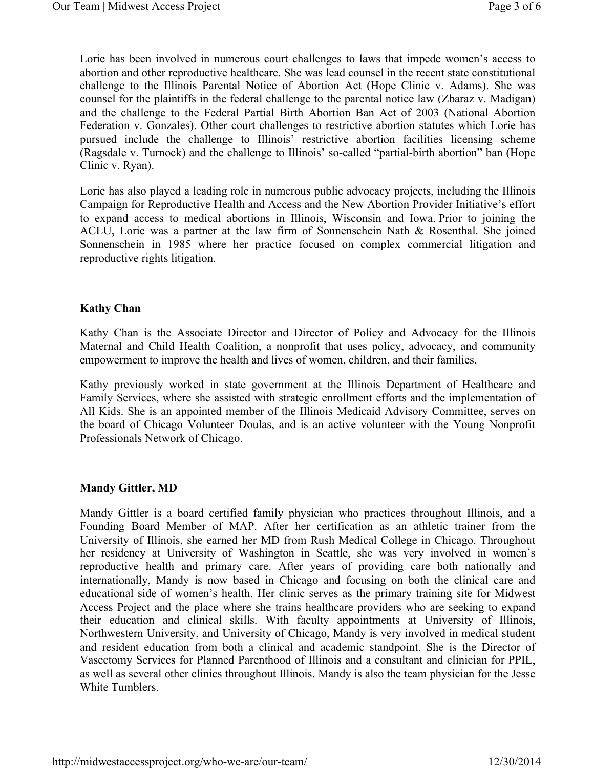Lorie has been involved in numerous court challenges to laws that impede women's access to abortion and other reproductive healthcare. She was lead counsel in the recent state constitutional challenge to the Illinois Parental Notice of Abortion Act (Hope Clinic v. Adams). She was counsel for the plaintiffs in the federal challenge to the parental notice law (Zbaraz v. Madigan) and the challenge to the Federal Partial Birth Abortion Ban Act of 2003 (National Abortion Federation v. Gonzales). Other court challenges to restrictive abortion statutes which Lorie has pursued include the challenge to Illinois' restrictive abortion facilities licensing scheme (Ragsdale v. Turnock) and the challenge to Illinois' so-called "partial-birth abortion" ban (Hope Clinic v. Ryan).

Lorie has also played a leading role in numerous public advocacy projects, including the Illinois Campaign for Reproductive Health and Access and the New Abortion Provider Initiative's effort to expand access to medical abortions in Illinois, Wisconsin and Iowa. Prior to joining the ACLU, Lorie was a partner at the law firm of Sonnenschein Nath & Rosenthal. She joined Sonnenschein in 1985 where her practice focused on complex commercial litigation and reproductive rights litigation.

**Kathy Chan**

Kathy Chan is the Associate Director and Director of Policy and Advocacy for the Illinois Maternal and Child Health Coalition, a nonprofit that uses policy, advocacy, and community empowerment to improve the health and lives of women, children, and their families.

Kathy previously worked in state government at the Illinois Department of Healthcare and Family Services, where she assisted with strategic enrollment efforts and the implementation of All Kids. She is an appointed member of the Illinois Medicaid Advisory Committee, serves on the board of Chicago Volunteer Doulas, and is an active volunteer with the Young Nonprofit Professionals Network of Chicago.

**Mandy Gittler, MD**

Mandy Gittler is a board certified family physician who practices throughout Illinois, and a Founding Board Member of MAP. After her certification as an athletic trainer from the University of Illinois, she earned her MD from Rush Medical College in Chicago. Throughout her residency at University of Washington in Seattle, she was very involved in women's reproductive health and primary care. After years of providing care both nationally and internationally, Mandy is now based in Chicago and focusing on both the clinical care and educational side of women's health. Her clinic serves as the primary training site for Midwest Access Project and the place where she trains healthcare providers who are seeking to expand their education and clinical skills. With faculty appointments at University of Illinois, Northwestern University, and University of Chicago, Mandy is very involved in medical student and resident education from both a clinical and academic standpoint. She is the Director of Vasectomy Services for Planned Parenthood of Illinois and a consultant and clinician for PPIL, as well as several other clinics throughout Illinois. Mandy is also the team physician for the Jesse White Tumblers.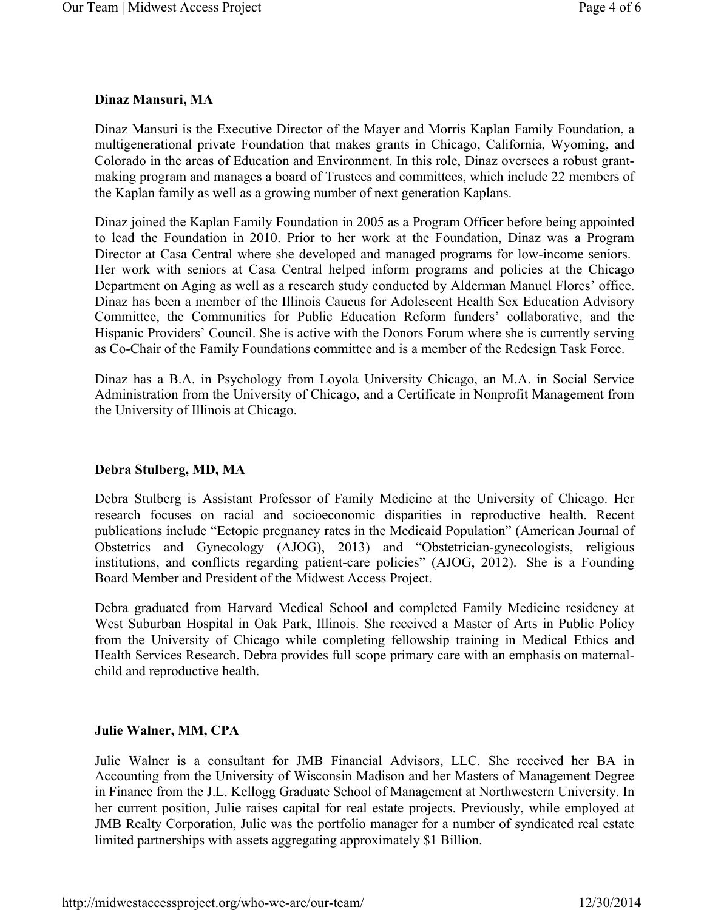### Dinaz Mansuri, MA

Dinaz Mansuri is the Executive Director of the Mayer and Morris Kaplan Family Foundation, a multigenerational private Foundation that makes grants in Chicago, California, Wyoming, and Colorado in the areas of Education and Environment. In this role, Dinaz oversees a robust grant-making program and manages a board of Trustees and committees, which include 22 members of the Kaplan family as well as a growing number of next generation Kaplans.

Dinaz joined the Kaplan Family Foundation in 2005 as a Program Officer before being appointed to lead the Foundation in 2010. Prior to her work at the Foundation, Dinaz was a Program Director at Casa Central where she developed and managed programs for low-income seniors. Her work with seniors at Casa Central helped inform programs and policies at the Chicago Department on Aging as well as a research study conducted by Alderman Manuel Flores' office. Dinaz has been a member of the Illinois Caucus for Adolescent Health Sex Education Advisory Committee, the Communities for Public Education Reform funders' collaborative, and the Hispanic Providers' Council. She is active with the Donors Forum where she is currently serving as Co-Chair of the Family Foundations committee and is a member of the Redesign Task Force.

Dinaz has a B.A. in Psychology from Loyola University Chicago, an M.A. in Social Service Administration from the University of Chicago, and a Certificate in Nonprofit Management from the University of Illinois at Chicago.

### Debra Stulberg, MD, MA

Debra Stulberg is Assistant Professor of Family Medicine at the University of Chicago. Her research focuses on racial and socioeconomic disparities in reproductive health. Recent publications include "Ectopic pregnancy rates in the Medicaid Population" (American Journal of Obstetrics and Gynecology (AJOG), 2013) and "Obstetrician-gynecologists, religious institutions, and conflicts regarding patient-care policies" (AJOG, 2012). She is a Founding Board Member and President of the Midwest Access Project.

Debra graduated from Harvard Medical School and completed Family Medicine residency at West Suburban Hospital in Oak Park, Illinois. She received a Master of Arts in Public Policy from the University of Chicago while completing fellowship training in Medical Ethics and Health Services Research. Debra provides full scope primary care with an emphasis on maternal-child and reproductive health.

### Julie Walner, MM, CPA

Julie Walner is a consultant for JMB Financial Advisors, LLC. She received her BA in Accounting from the University of Wisconsin Madison and her Masters of Management Degree in Finance from the J.L. Kellogg Graduate School of Management at Northwestern University. In her current position, Julie raises capital for real estate projects. Previously, while employed at JMB Realty Corporation, Julie was the portfolio manager for a number of syndicated real estate limited partnerships with assets aggregating approximately $1 Billion.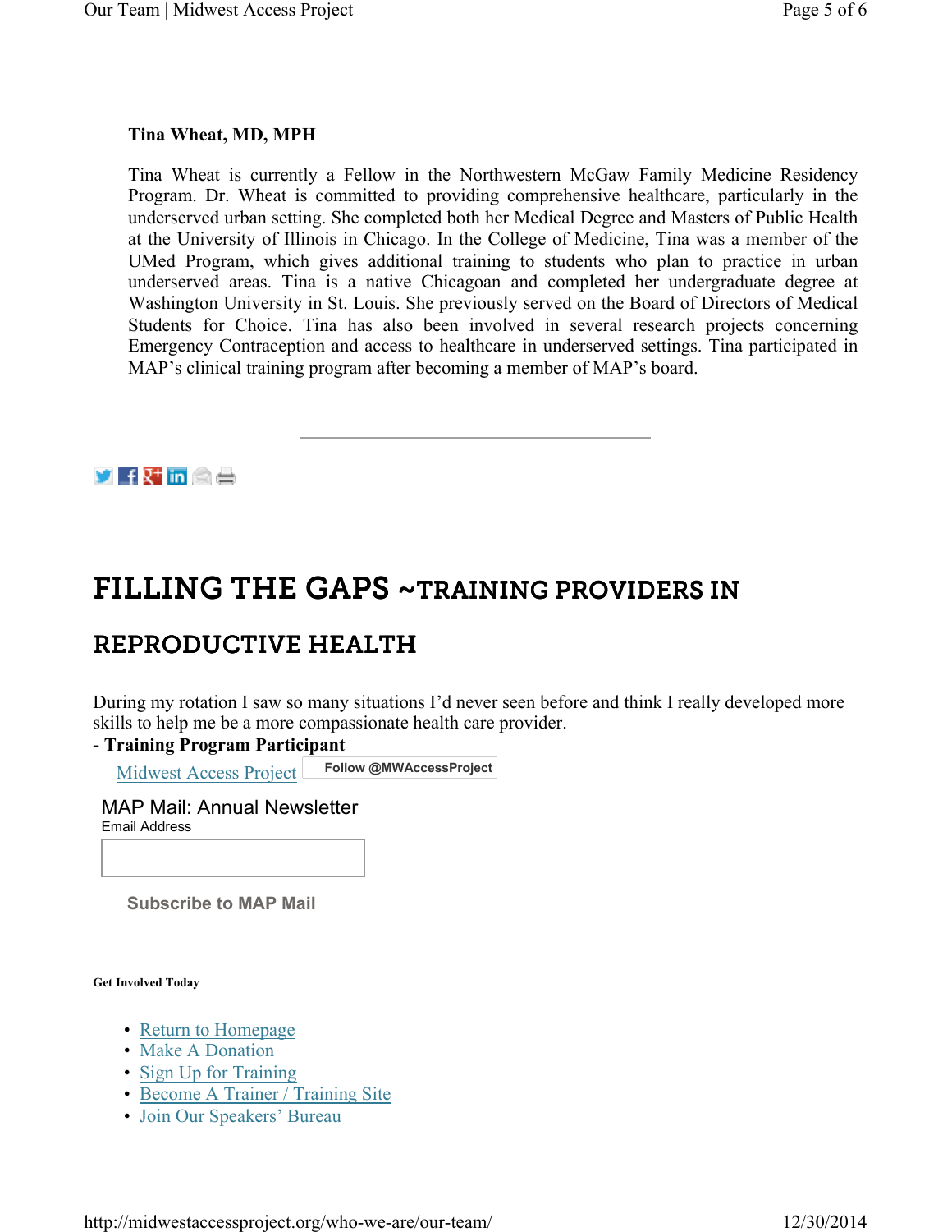**Tina Wheat, MD, MPH**

Tina Wheat is currently a Fellow in the Northwestern McGaw Family Medicine Residency Program. Dr. Wheat is committed to providing comprehensive healthcare, particularly in the underserved urban setting. She completed both her Medical Degree and Masters of Public Health at the University of Illinois in Chicago. In the College of Medicine, Tina was a member of the UMed Program, which gives additional training to students who plan to practice in urban underserved areas. Tina is a native Chicagoan and completed her undergraduate degree at Washington University in St. Louis. She previously served on the Board of Directors of Medical Students for Choice. Tina has also been involved in several research projects concerning Emergency Contraception and access to healthcare in underserved settings. Tina participated in MAP's clinical training program after becoming a member of MAP's board.

---

# FILLING THE GAPS ~TRAINING PROVIDERS IN REPRODUCTIVE HEALTH

During my rotation I saw so many situations I'd never seen before and think I really developed more skills to help me be a more compassionate health care provider.
**- Training Program Participant**

Midwest Access Project Follow @MWAccessProject

MAP Mail: Annual Newsletter
Email Address

Subscribe to MAP Mail

**Get Involved Today**

- Return to Homepage
- Make A Donation
- Sign Up for Training
- Become A Trainer / Training Site
- Join Our Speakers' Bureau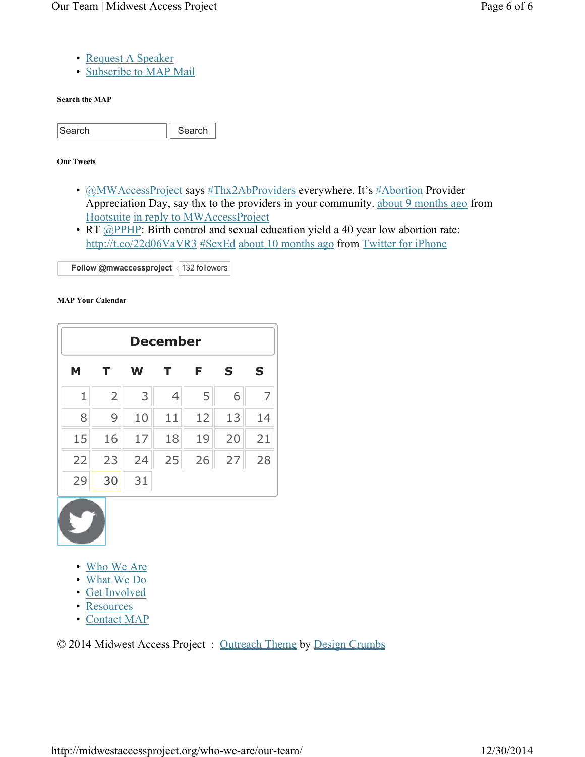- Request A Speaker
- Subscribe to MAP Mail

#### Search the MAP

Search | Search

#### Our Tweets

- @MWAccessProject says #Thx2AbProviders everywhere. It's #Abortion Provider Appreciation Day, say thx to the providers in your community. about 9 months ago from Hootsuite in reply to MWAccessProject
- RT @PPHP: Birth control and sexual education yield a 40 year low abortion rate: http://t.co/22d06VaVR3 #SexEd about 10 months ago from Twitter for iPhone

Follow @mwaccessproject | 132 followers

#### MAP Your Calendar

December

| M | T | W | T | F | S | S |
|---|---|---|---|---|---|---|
| 1 | 2 | 3 | 4 | 5 | 6 | 7 |
| 8 | 9 | 10 | 11 | 12 | 13 | 14 |
| 15 | 16 | 17 | 18 | 19 | 20 | 21 |
| 22 | 23 | 24 | 25 | 26 | 27 | 28 |
| 29 | 30 | 31 | | | | |

- Who We Are
- What We Do
- Get Involved
- Resources
- Contact MAP

© 2014 Midwest Access Project : Outreach Theme by Design Crumbs